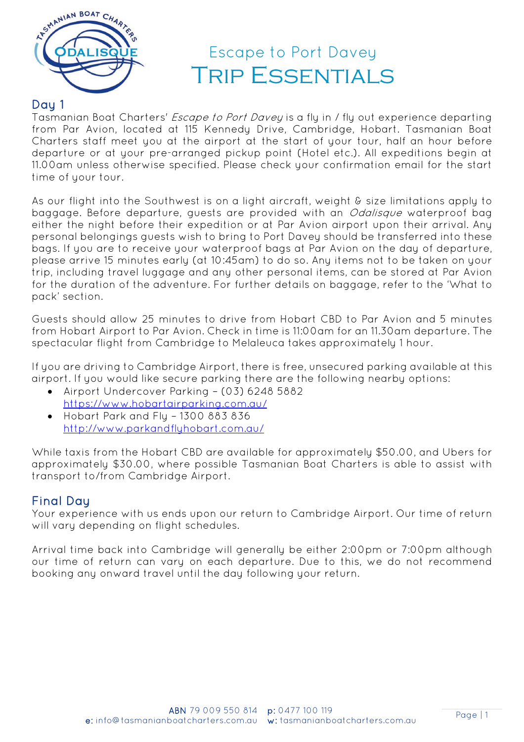# Escape to Port Davey

# Trip Essentials

## Day 1

Tasmanian Boat Charters' *Escape to Port Davey* is a fly in / fly out experience departing from Par Avion, located at 115 Kennedy Drive, Cambridge, Hobart. Tasmanian Boat Charters staff meet you at the airport at the start of your tour, half an hour before departure or at your pre-arranged pickup point (Hotel etc.). All expeditions begin at 11.00am unless otherwise specified. Please check your confirmation email for the start time of your tour.

As our flight into the Southwest is on a light aircraft, weight & size limitations apply to baggage. Before departure, guests are provided with an *Odalisque* waterproof bag either the night before their expedition or at Par Avion airport upon their arrival. Any personal belongings guests wish to bring to Port Davey should be transferred into these bags. If you are to receive your waterproof bags at Par Avion on the day of departure, please arrive 15 minutes early (at 10:45am) to do so. Any items not to be taken on your trip, including travel luggage and any other personal items, can be stored at Par Avion for the duration of the adventure. For further details on baggage, refer to the 'What to pack' section.

Guests should allow 25 minutes to drive from Hobart CBD to Par Avion and 5 minutes from Hobart Airport to Par Avion. Check in time is 11:00am for an 11.30am departure. The spectacular flight from Cambridge to Melaleuca takes approximately 1 hour.

If you are driving to Cambridge Airport, there is free, unsecured parking available at this airport. If you would like secure parking there are the following nearby options:

- Airport Undercover Parking – (03) 6248 5882
  https://www.hobartairparking.com.au/
- Hobart Park and Fly – 1300 883 836
  http://www.parkandflyhobart.com.au/

While taxis from the Hobart CBD are available for approximately $50.00, and Ubers for approximately $30.00, where possible Tasmanian Boat Charters is able to assist with transport to/from Cambridge Airport.

## Final Day

Your experience with us ends upon our return to Cambridge Airport. Our time of return will vary depending on flight schedules.

Arrival time back into Cambridge will generally be either 2:00pm or 7:00pm although our time of return can vary on each departure. Due to this, we do not recommend booking any onward travel until the day following your return.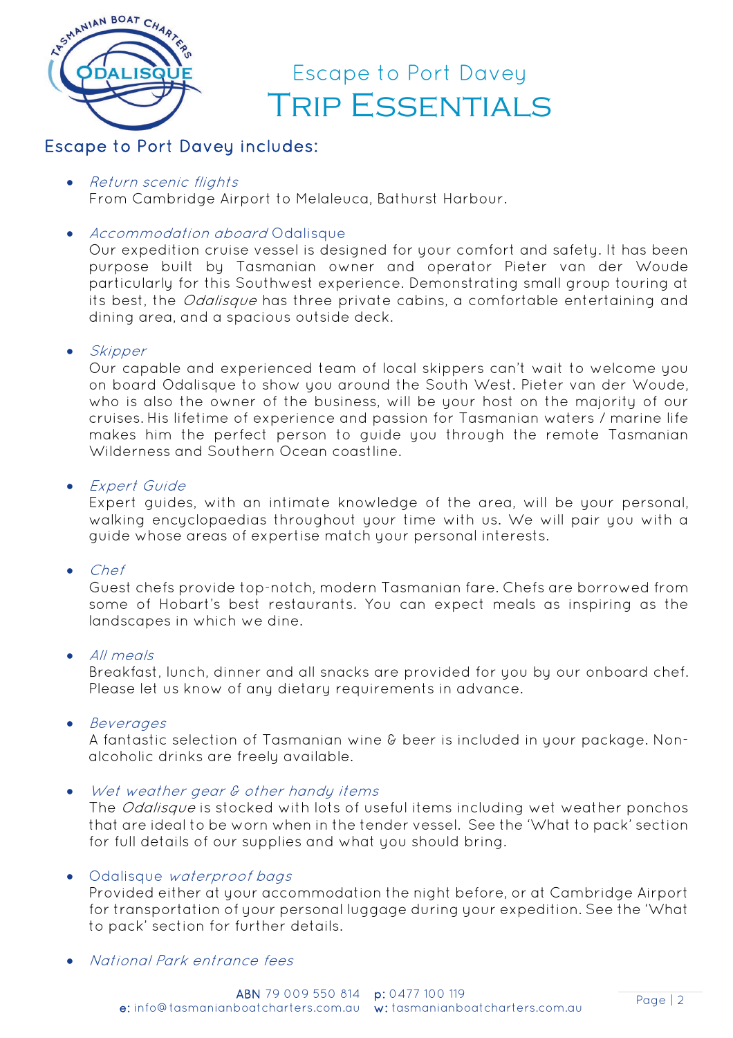# Escape to Port Davey
# Trip Essentials

## Escape to Port Davey includes:

- *Return scenic flights*
  From Cambridge Airport to Melaleuca, Bathurst Harbour.

- *Accommodation aboard* Odalisque
  Our expedition cruise vessel is designed for your comfort and safety. It has been purpose built by Tasmanian owner and operator Pieter van der Woude particularly for this Southwest experience. Demonstrating small group touring at its best, the *Odalisque* has three private cabins, a comfortable entertaining and dining area, and a spacious outside deck.

- *Skipper*
  Our capable and experienced team of local skippers can't wait to welcome you on board Odalisque to show you around the South West. Pieter van der Woude, who is also the owner of the business, will be your host on the majority of our cruises. His lifetime of experience and passion for Tasmanian waters / marine life makes him the perfect person to guide you through the remote Tasmanian Wilderness and Southern Ocean coastline.

- *Expert Guide*
  Expert guides, with an intimate knowledge of the area, will be your personal, walking encyclopaedias throughout your time with us. We will pair you with a guide whose areas of expertise match your personal interests.

- *Chef*
  Guest chefs provide top-notch, modern Tasmanian fare. Chefs are borrowed from some of Hobart's best restaurants. You can expect meals as inspiring as the landscapes in which we dine.

- *All meals*
  Breakfast, lunch, dinner and all snacks are provided for you by our onboard chef. Please let us know of any dietary requirements in advance.

- *Beverages*
  A fantastic selection of Tasmanian wine & beer is included in your package. Non-alcoholic drinks are freely available.

- *Wet weather gear & other handy items*
  The *Odalisque* is stocked with lots of useful items including wet weather ponchos that are ideal to be worn when in the tender vessel. See the 'What to pack' section for full details of our supplies and what you should bring.

- Odalisque *waterproof bags*
  Provided either at your accommodation the night before, or at Cambridge Airport for transportation of your personal luggage during your expedition. See the 'What to pack' section for further details.

- *National Park entrance fees*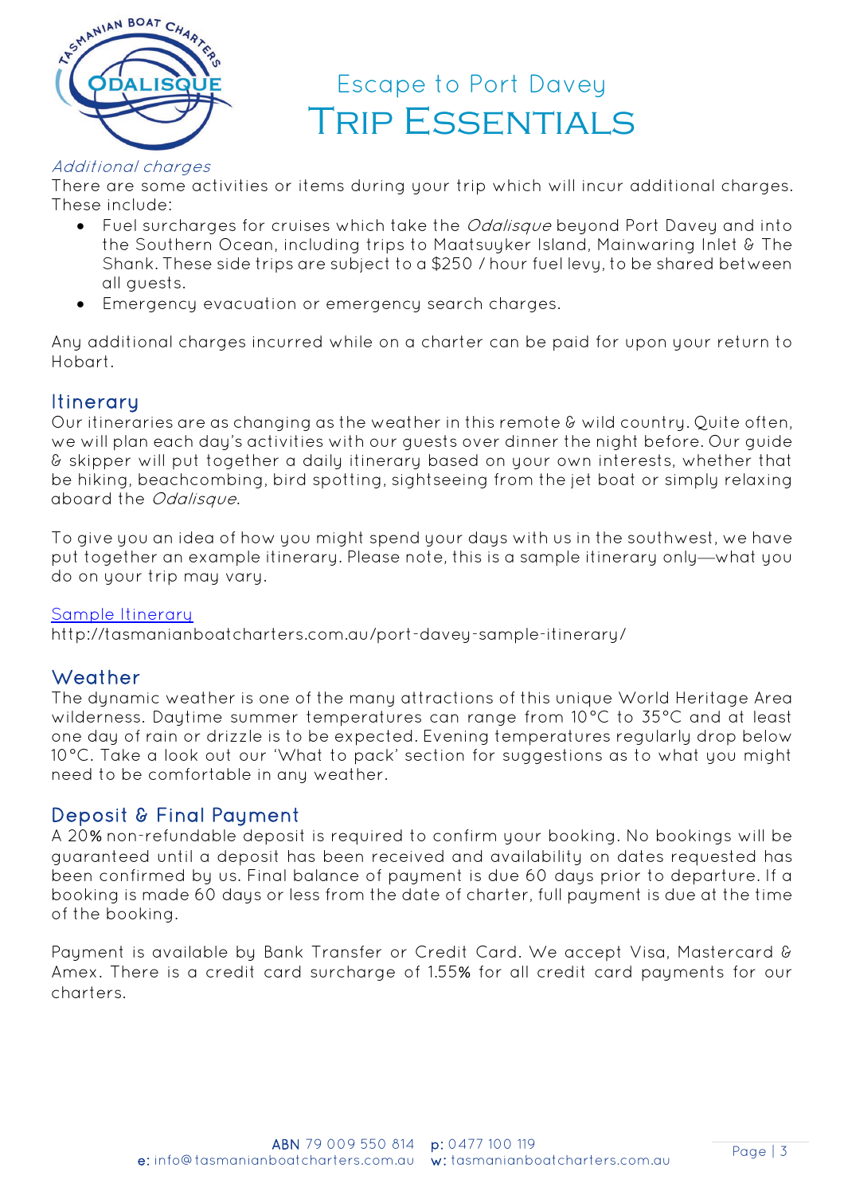# Escape to Port Davey
# Trip Essentials

*Additional charges*

There are some activities or items during your trip which will incur additional charges. These include:

- Fuel surcharges for cruises which take the *Odalisque* beyond Port Davey and into the Southern Ocean, including trips to Maatsuyker Island, Mainwaring Inlet & The Shank. These side trips are subject to a $250 / hour fuel levy, to be shared between all guests.
- Emergency evacuation or emergency search charges.

Any additional charges incurred while on a charter can be paid for upon your return to Hobart.

## Itinerary

Our itineraries are as changing as the weather in this remote & wild country. Quite often, we will plan each day's activities with our guests over dinner the night before. Our guide & skipper will put together a daily itinerary based on your own interests, whether that be hiking, beachcombing, bird spotting, sightseeing from the jet boat or simply relaxing aboard the *Odalisque*.

To give you an idea of how you might spend your days with us in the southwest, we have put together an example itinerary. Please note, this is a sample itinerary only—what you do on your trip may vary.

[Sample Itinerary](http://tasmanianboatcharters.com.au/port-davey-sample-itinerary/)
http://tasmanianboatcharters.com.au/port-davey-sample-itinerary/

## Weather

The dynamic weather is one of the many attractions of this unique World Heritage Area wilderness. Daytime summer temperatures can range from 10°C to 35°C and at least one day of rain or drizzle is to be expected. Evening temperatures regularly drop below 10°C. Take a look out our 'What to pack' section for suggestions as to what you might need to be comfortable in any weather.

## Deposit & Final Payment

A 20% non-refundable deposit is required to confirm your booking. No bookings will be guaranteed until a deposit has been received and availability on dates requested has been confirmed by us. Final balance of payment is due 60 days prior to departure. If a booking is made 60 days or less from the date of charter, full payment is due at the time of the booking.

Payment is available by Bank Transfer or Credit Card. We accept Visa, Mastercard & Amex. There is a credit card surcharge of 1.55% for all credit card payments for our charters.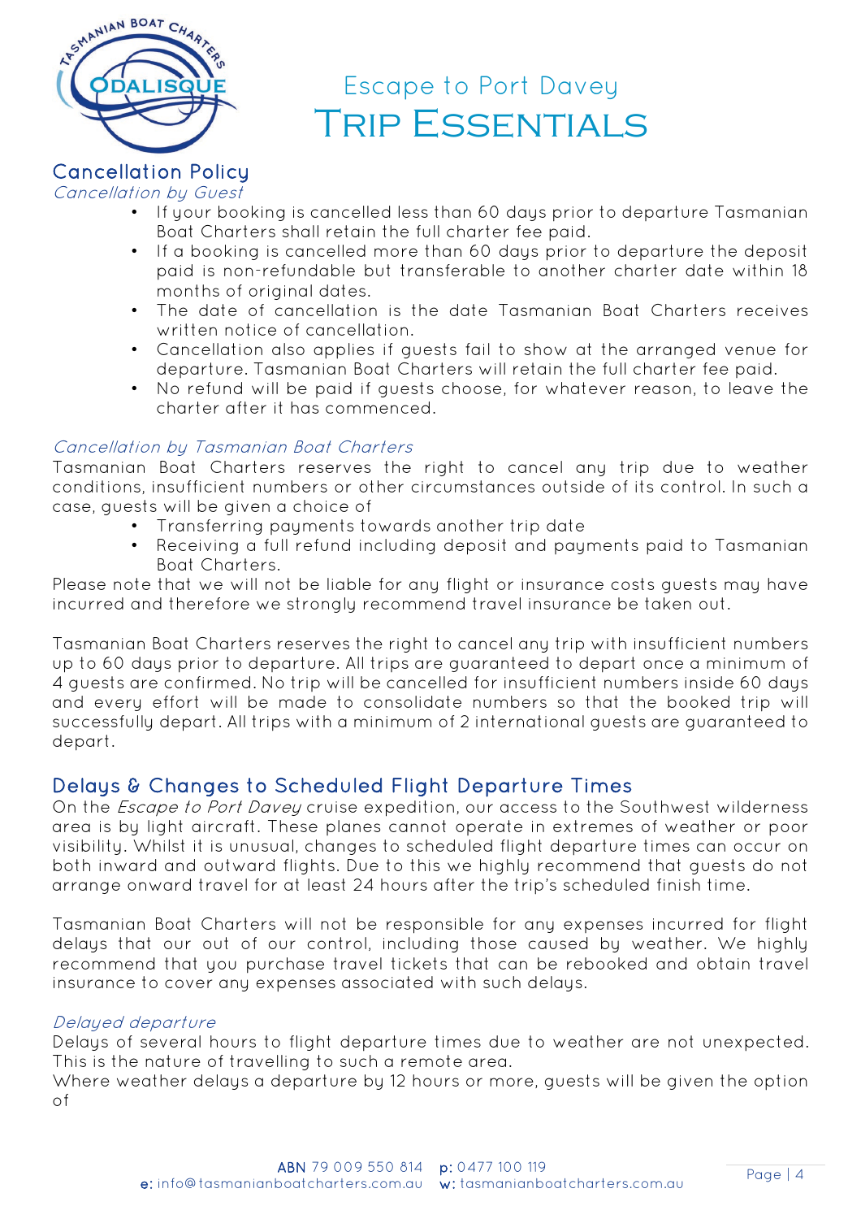# Escape to Port Davey
# Trip Essentials

## Cancellation Policy

*Cancellation by Guest*

- If your booking is cancelled less than 60 days prior to departure Tasmanian Boat Charters shall retain the full charter fee paid.
- If a booking is cancelled more than 60 days prior to departure the deposit paid is non-refundable but transferable to another charter date within 18 months of original dates.
- The date of cancellation is the date Tasmanian Boat Charters receives written notice of cancellation.
- Cancellation also applies if guests fail to show at the arranged venue for departure. Tasmanian Boat Charters will retain the full charter fee paid.
- No refund will be paid if guests choose, for whatever reason, to leave the charter after it has commenced.

*Cancellation by Tasmanian Boat Charters*

Tasmanian Boat Charters reserves the right to cancel any trip due to weather conditions, insufficient numbers or other circumstances outside of its control. In such a case, guests will be given a choice of

- Transferring payments towards another trip date
- Receiving a full refund including deposit and payments paid to Tasmanian Boat Charters.

Please note that we will not be liable for any flight or insurance costs guests may have incurred and therefore we strongly recommend travel insurance be taken out.

Tasmanian Boat Charters reserves the right to cancel any trip with insufficient numbers up to 60 days prior to departure. All trips are guaranteed to depart once a minimum of 4 guests are confirmed. No trip will be cancelled for insufficient numbers inside 60 days and every effort will be made to consolidate numbers so that the booked trip will successfully depart. All trips with a minimum of 2 international guests are guaranteed to depart.

## Delays & Changes to Scheduled Flight Departure Times

On the *Escape to Port Davey* cruise expedition, our access to the Southwest wilderness area is by light aircraft. These planes cannot operate in extremes of weather or poor visibility. Whilst it is unusual, changes to scheduled flight departure times can occur on both inward and outward flights. Due to this we highly recommend that guests do not arrange onward travel for at least 24 hours after the trip's scheduled finish time.

Tasmanian Boat Charters will not be responsible for any expenses incurred for flight delays that our out of our control, including those caused by weather. We highly recommend that you purchase travel tickets that can be rebooked and obtain travel insurance to cover any expenses associated with such delays.

*Delayed departure*

Delays of several hours to flight departure times due to weather are not unexpected. This is the nature of travelling to such a remote area.

Where weather delays a departure by 12 hours or more, guests will be given the option of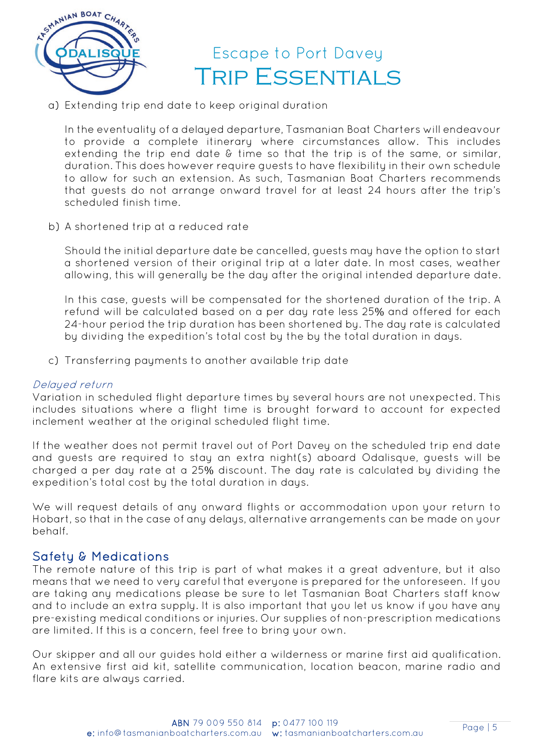a) Extending trip end date to keep original duration

   In the eventuality of a delayed departure, Tasmanian Boat Charters will endeavour to provide a complete itinerary where circumstances allow. This includes extending the trip end date & time so that the trip is of the same, or similar, duration. This does however require guests to have flexibility in their own schedule to allow for such an extension. As such, Tasmanian Boat Charters recommends that guests do not arrange onward travel for at least 24 hours after the trip's scheduled finish time.

b) A shortened trip at a reduced rate

   Should the initial departure date be cancelled, guests may have the option to start a shortened version of their original trip at a later date. In most cases, weather allowing, this will generally be the day after the original intended departure date.

   In this case, guests will be compensated for the shortened duration of the trip. A refund will be calculated based on a per day rate less 25% and offered for each 24-hour period the trip duration has been shortened by. The day rate is calculated by dividing the expedition's total cost by the by the total duration in days.

c) Transferring payments to another available trip date

*Delayed return*

Variation in scheduled flight departure times by several hours are not unexpected. This includes situations where a flight time is brought forward to account for expected inclement weather at the original scheduled flight time.

If the weather does not permit travel out of Port Davey on the scheduled trip end date and guests are required to stay an extra night(s) aboard Odalisque, guests will be charged a per day rate at a 25% discount. The day rate is calculated by dividing the expedition's total cost by the total duration in days.

We will request details of any onward flights or accommodation upon your return to Hobart, so that in the case of any delays, alternative arrangements can be made on your behalf.

## Safety & Medications

The remote nature of this trip is part of what makes it a great adventure, but it also means that we need to very careful that everyone is prepared for the unforeseen. If you are taking any medications please be sure to let Tasmanian Boat Charters staff know and to include an extra supply. It is also important that you let us know if you have any pre-existing medical conditions or injuries. Our supplies of non-prescription medications are limited. If this is a concern, feel free to bring your own.

Our skipper and all our guides hold either a wilderness or marine first aid qualification. An extensive first aid kit, satellite communication, location beacon, marine radio and flare kits are always carried.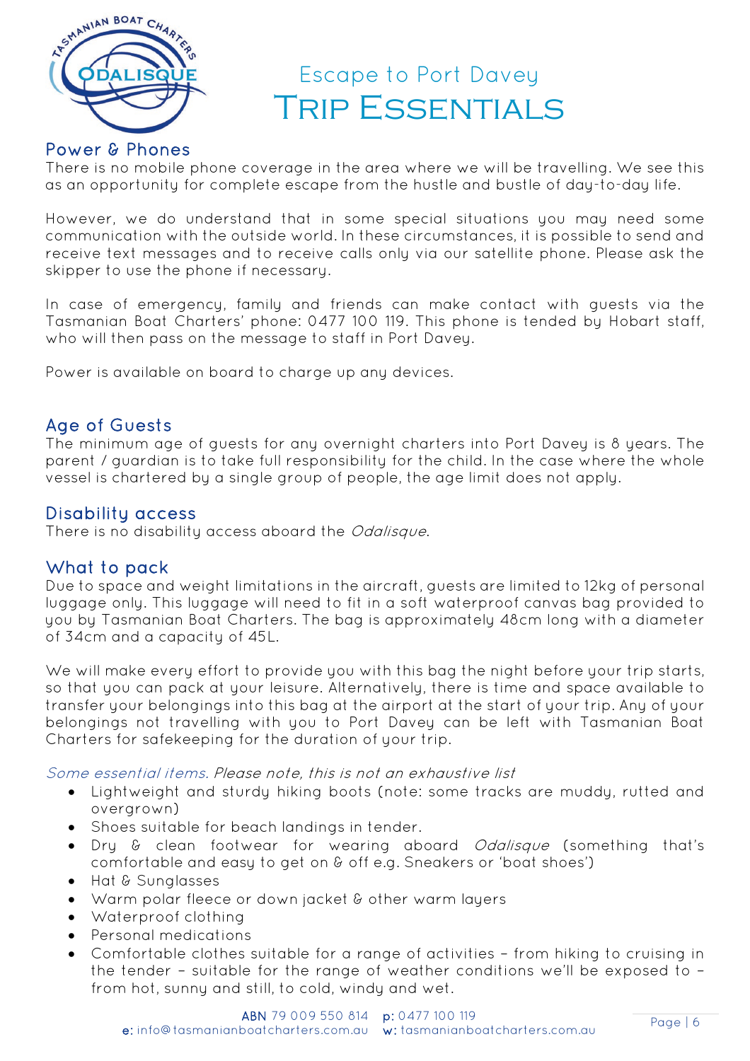# Escape to Port Davey
# Trip Essentials

## Power & Phones

There is no mobile phone coverage in the area where we will be travelling. We see this as an opportunity for complete escape from the hustle and bustle of day-to-day life.

However, we do understand that in some special situations you may need some communication with the outside world. In these circumstances, it is possible to send and receive text messages and to receive calls only via our satellite phone. Please ask the skipper to use the phone if necessary.

In case of emergency, family and friends can make contact with guests via the Tasmanian Boat Charters' phone: 0477 100 119. This phone is tended by Hobart staff, who will then pass on the message to staff in Port Davey.

Power is available on board to charge up any devices.

## Age of Guests

The minimum age of guests for any overnight charters into Port Davey is 8 years. The parent / guardian is to take full responsibility for the child. In the case where the whole vessel is chartered by a single group of people, the age limit does not apply.

## Disability access

There is no disability access aboard the *Odalisque*.

## What to pack

Due to space and weight limitations in the aircraft, guests are limited to 12kg of personal luggage only. This luggage will need to fit in a soft waterproof canvas bag provided to you by Tasmanian Boat Charters. The bag is approximately 48cm long with a diameter of 34cm and a capacity of 45L.

We will make every effort to provide you with this bag the night before your trip starts, so that you can pack at your leisure. Alternatively, there is time and space available to transfer your belongings into this bag at the airport at the start of your trip. Any of your belongings not travelling with you to Port Davey can be left with Tasmanian Boat Charters for safekeeping for the duration of your trip.

*Some essential items. Please note, this is not an exhaustive list*

- Lightweight and sturdy hiking boots (note: some tracks are muddy, rutted and overgrown)
- Shoes suitable for beach landings in tender.
- Dry & clean footwear for wearing aboard *Odalisque* (something that's comfortable and easy to get on & off e.g. Sneakers or 'boat shoes')
- Hat & Sunglasses
- Warm polar fleece or down jacket & other warm layers
- Waterproof clothing
- Personal medications
- Comfortable clothes suitable for a range of activities – from hiking to cruising in the tender – suitable for the range of weather conditions we'll be exposed to – from hot, sunny and still, to cold, windy and wet.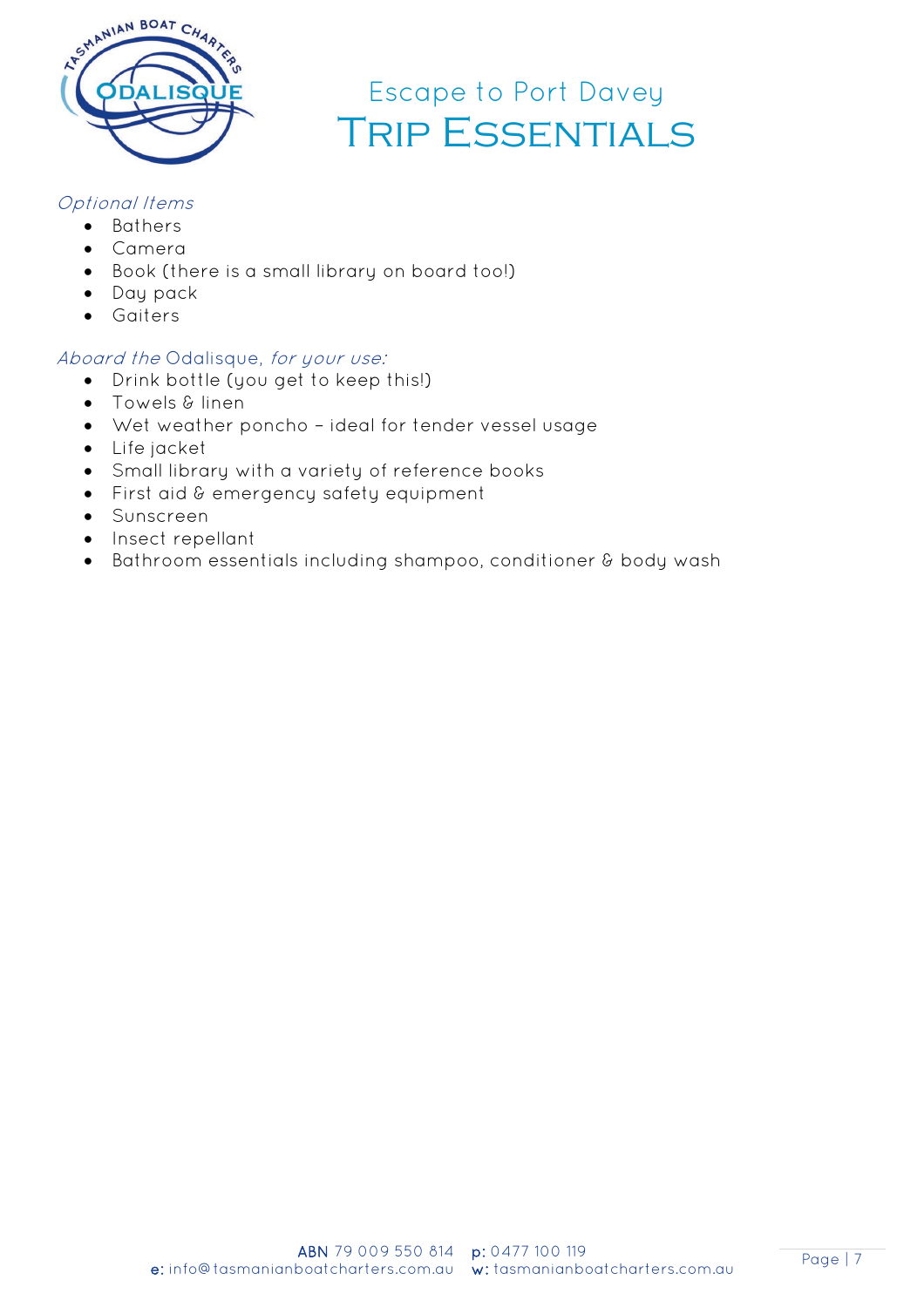# Escape to Port Davey
## Trip Essentials

*Optional Items*

- Bathers
- Camera
- Book (there is a small library on board too!)
- Day pack
- Gaiters

*Aboard the* Odalisque, *for your use:*

- Drink bottle (you get to keep this!)
- Towels & linen
- Wet weather poncho – ideal for tender vessel usage
- Life jacket
- Small library with a variety of reference books
- First aid & emergency safety equipment
- Sunscreen
- Insect repellant
- Bathroom essentials including shampoo, conditioner & body wash